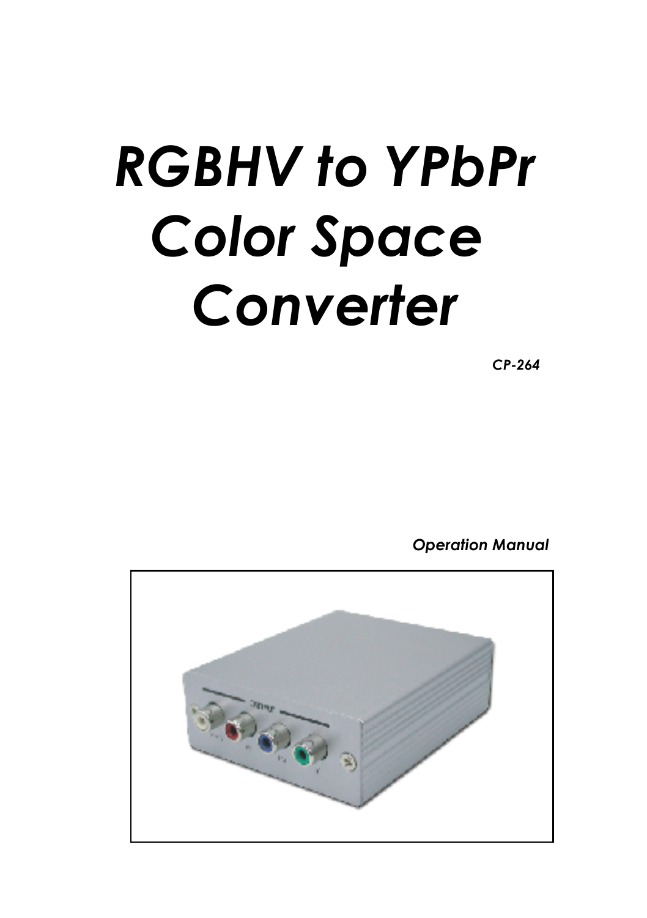# *RGBHV to YPbPr Color Space Converter*

***CP-264***

***Operation Manual***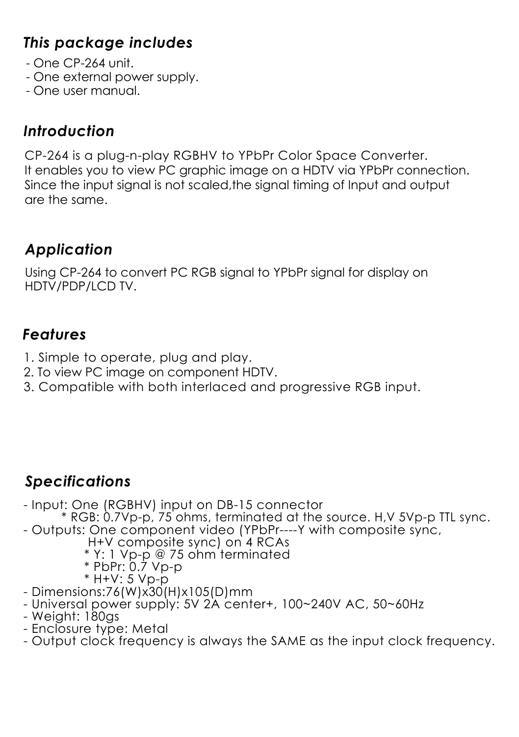## *This package includes*

- One CP-264 unit.
- One external power supply.
- One user manual.

## *Introduction*

CP-264 is a plug-n-play RGBHV to YPbPr Color Space Converter.
It enables you to view PC graphic image on a HDTV via YPbPr connection.
Since the input signal is not scaled,the signal timing of Input and output are the same.

## *Application*

Using CP-264 to convert PC RGB signal to YPbPr signal for display on HDTV/PDP/LCD TV.

## *Features*

1. Simple to operate, plug and play.
2. To view PC image on component HDTV.
3. Compatible with both interlaced and progressive RGB input.

## *Specifications*

- Input: One (RGBHV) input on DB-15 connector
  - * RGB: 0.7Vp-p, 75 ohms, terminated at the source. H,V 5Vp-p TTL sync.
- Outputs: One component video (YPbPr----Y with composite sync, H+V composite sync) on 4 RCAs
  - * Y: 1 Vp-p @ 75 ohm terminated
  - * PbPr: 0.7 Vp-p
  - * H+V: 5 Vp-p
- Dimensions:76(W)x30(H)x105(D)mm
- Universal power supply: 5V 2A center+, 100~240V AC, 50~60Hz
- Weight: 180gs
- Enclosure type: Metal
- Output clock frequency is always the SAME as the input clock frequency.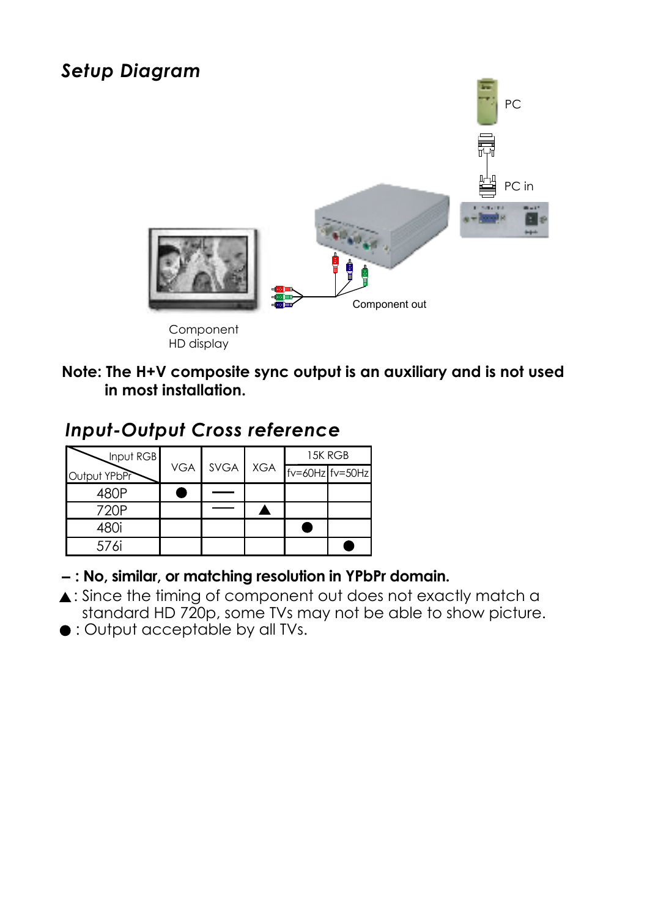## *Setup Diagram*

PC

PC in

Component out

Component HD display

**Note: The H+V composite sync output is an auxiliary and is not used in most installation.**

## *Input-Output Cross reference*

| Input RGB / Output YPbPr | VGA | SVGA | XGA | 15K RGB | |
|---|---|---|---|---|---|
| | | | | fv=60Hz | fv=50Hz |
| 480P | ● | — | | | |
| 720P | | — | ▲ | | |
| 480i | | | | ● | |
| 576i | | | | | ● |

**– : No, similar, or matching resolution in YPbPr domain.**

▲: Since the timing of component out does not exactly match a standard HD 720p, some TVs may not be able to show picture.

● : Output acceptable by all TVs.